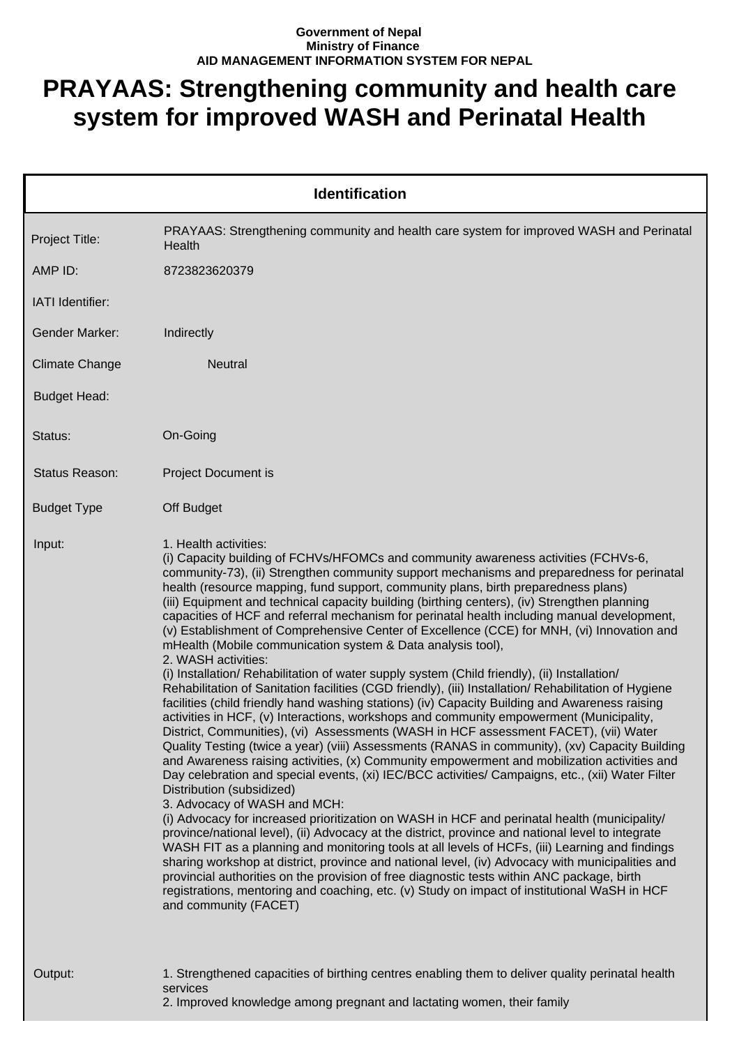**Government of Nepal**
**Ministry of Finance**
**AID MANAGEMENT INFORMATION SYSTEM FOR NEPAL**

# PRAYAAS: Strengthening community and health care system for improved WASH and Perinatal Health

| Identification | |
|---|---|
| Project Title: | PRAYAAS: Strengthening community and health care system for improved WASH and Perinatal Health |
| AMP ID: | 8723823620379 |
| IATI Identifier: | |
| Gender Marker: | Indirectly |
| Climate Change | Neutral |
| Budget Head: | |
| Status: | On-Going |
| Status Reason: | Project Document is |
| Budget Type | Off Budget |
| Input: | 1. Health activities:<br>(i) Capacity building of FCHVs/HFOMCs and community awareness activities (FCHVs-6, community-73), (ii) Strengthen community support mechanisms and preparedness for perinatal health (resource mapping, fund support, community plans, birth preparedness plans)<br>(iii) Equipment and technical capacity building (birthing centers), (iv) Strengthen planning capacities of HCF and referral mechanism for perinatal health including manual development, (v) Establishment of Comprehensive Center of Excellence (CCE) for MNH, (vi) Innovation and mHealth (Mobile communication system & Data analysis tool),<br>2. WASH activities:<br>(i) Installation/ Rehabilitation of water supply system (Child friendly), (ii) Installation/ Rehabilitation of Sanitation facilities (CGD friendly), (iii) Installation/ Rehabilitation of Hygiene facilities (child friendly hand washing stations) (iv) Capacity Building and Awareness raising activities in HCF, (v) Interactions, workshops and community empowerment (Municipality, District, Communities), (vi) Assessments (WASH in HCF assessment FACET), (vii) Water Quality Testing (twice a year) (viii) Assessments (RANAS in community), (xv) Capacity Building and Awareness raising activities, (x) Community empowerment and mobilization activities and Day celebration and special events, (xi) IEC/BCC activities/ Campaigns, etc., (xii) Water Filter Distribution (subsidized)<br>3. Advocacy of WASH and MCH:<br>(i) Advocacy for increased prioritization on WASH in HCF and perinatal health (municipality/ province/national level), (ii) Advocacy at the district, province and national level to integrate WASH FIT as a planning and monitoring tools at all levels of HCFs, (iii) Learning and findings sharing workshop at district, province and national level, (iv) Advocacy with municipalities and provincial authorities on the provision of free diagnostic tests within ANC package, birth registrations, mentoring and coaching, etc. (v) Study on impact of institutional WaSH in HCF and community (FACET) |
| Output: | 1. Strengthened capacities of birthing centres enabling them to deliver quality perinatal health services<br>2. Improved knowledge among pregnant and lactating women, their family |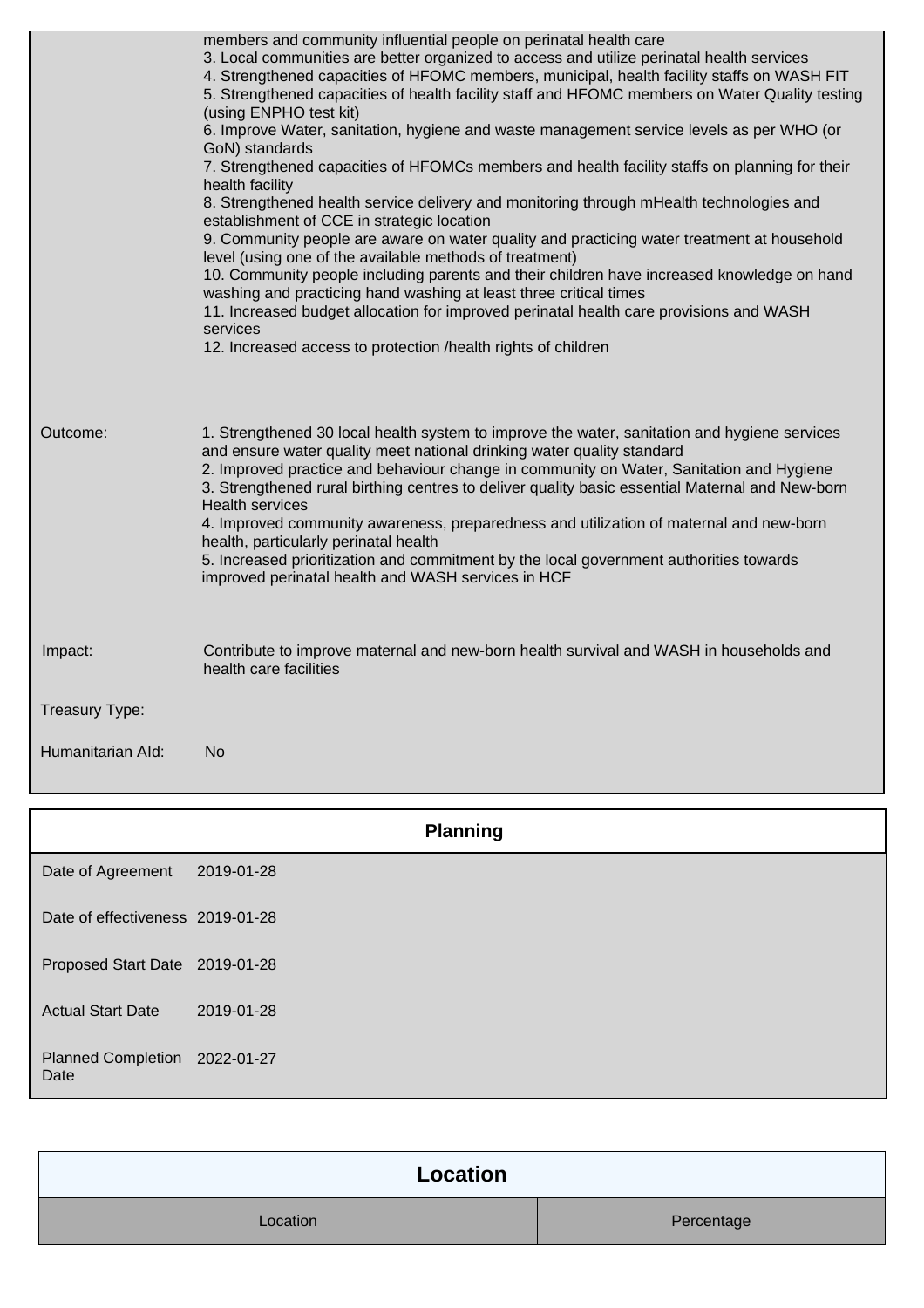members and community influential people on perinatal health care
3. Local communities are better organized to access and utilize perinatal health services
4. Strengthened capacities of HFOMC members, municipal, health facility staffs on WASH FIT
5. Strengthened capacities of health facility staff and HFOMC members on Water Quality testing (using ENPHO test kit)
6. Improve Water, sanitation, hygiene and waste management service levels as per WHO (or GoN) standards
7. Strengthened capacities of HFOMCs members and health facility staffs on planning for their health facility
8. Strengthened health service delivery and monitoring through mHealth technologies and establishment of CCE in strategic location
9. Community people are aware on water quality and practicing water treatment at household level (using one of the available methods of treatment)
10. Community people including parents and their children have increased knowledge on hand washing and practicing hand washing at least three critical times
11. Increased budget allocation for improved perinatal health care provisions and WASH services
12. Increased access to protection /health rights of children

| | |
|---|---|
| Outcome: | 1. Strengthened 30 local health system to improve the water, sanitation and hygiene services and ensure water quality meet national drinking water quality standard<br>2. Improved practice and behaviour change in community on Water, Sanitation and Hygiene<br>3. Strengthened rural birthing centres to deliver quality basic essential Maternal and New-born Health services<br>4. Improved community awareness, preparedness and utilization of maternal and new-born health, particularly perinatal health<br>5. Increased prioritization and commitment by the local government authorities towards improved perinatal health and WASH services in HCF |
| Impact: | Contribute to improve maternal and new-born health survival and WASH in households and health care facilities |
| Treasury Type: | |
| Humanitarian AId: | No |

## Planning

| | |
|---|---|
| Date of Agreement | 2019-01-28 |
| Date of effectiveness | 2019-01-28 |
| Proposed Start Date | 2019-01-28 |
| Actual Start Date | 2019-01-28 |
| Planned Completion Date | 2022-01-27 |

## Location

| Location | Percentage |
|---|---|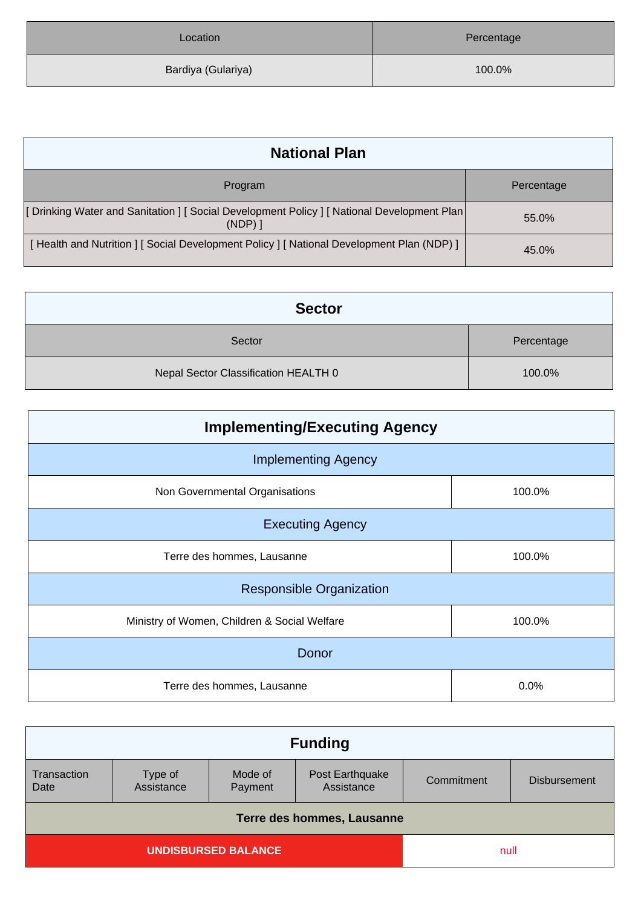| Location | Percentage |
|---|---|
| Bardiya (Gulariya) | 100.0% |

## National Plan

| Program | Percentage |
|---|---|
| [ Drinking Water and Sanitation ] [ Social Development Policy ] [ National Development Plan (NDP) ] | 55.0% |
| [ Health and Nutrition ] [ Social Development Policy ] [ National Development Plan (NDP) ] | 45.0% |

## Sector

| Sector | Percentage |
|---|---|
| Nepal Sector Classification HEALTH 0 | 100.0% |

## Implementing/Executing Agency

| Implementing Agency | |
|---|---|
| Non Governmental Organisations | 100.0% |
| **Executing Agency** | |
| Terre des hommes, Lausanne | 100.0% |
| **Responsible Organization** | |
| Ministry of Women, Children & Social Welfare | 100.0% |
| **Donor** | |
| Terre des hommes, Lausanne | 0.0% |

## Funding

| Transaction Date | Type of Assistance | Mode of Payment | Post Earthquake Assistance | Commitment | Disbursement |
|---|---|---|---|---|---|
| **Terre des hommes, Lausanne** | | | | | |
| **UNDISBURSED BALANCE** | | | | null | |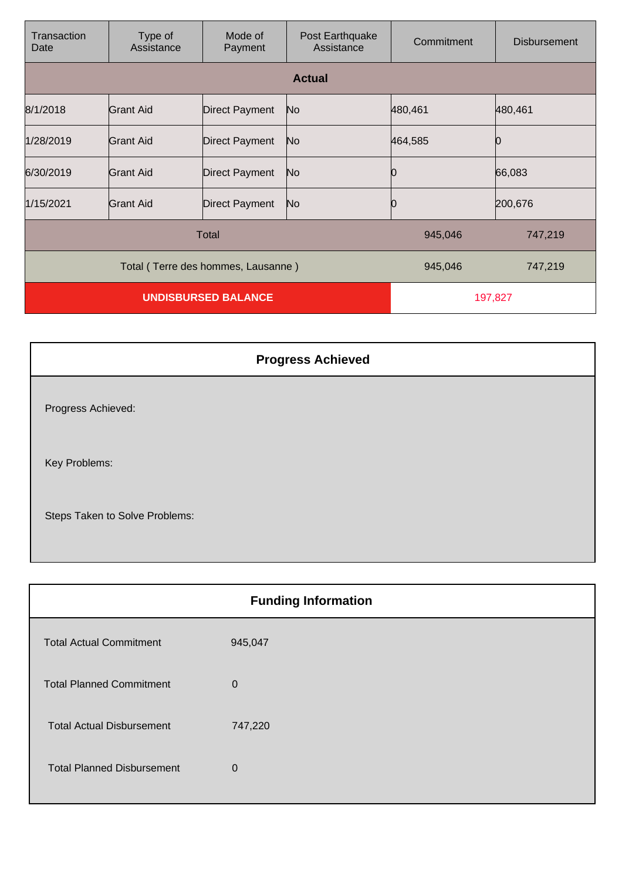| Transaction Date | Type of Assistance | Mode of Payment | Post Earthquake Assistance | Commitment | Disbursement |
|---|---|---|---|---|---|
| **Actual** | | | | | |
| 8/1/2018 | Grant Aid | Direct Payment | No | 480,461 | 480,461 |
| 1/28/2019 | Grant Aid | Direct Payment | No | 464,585 | 0 |
| 6/30/2019 | Grant Aid | Direct Payment | No | 0 | 66,083 |
| 1/15/2021 | Grant Aid | Direct Payment | No | 0 | 200,676 |
| Total | | | | 945,046 | 747,219 |
| Total ( Terre des hommes, Lausanne ) | | | | 945,046 | 747,219 |
| **UNDISBURSED BALANCE** | | | | 197,827 | |

## Progress Achieved

Progress Achieved:

Key Problems:

Steps Taken to Solve Problems:

## Funding Information

| | |
|---|---|
| Total Actual Commitment | 945,047 |
| Total Planned Commitment | 0 |
| Total Actual Disbursement | 747,220 |
| Total Planned Disbursement | 0 |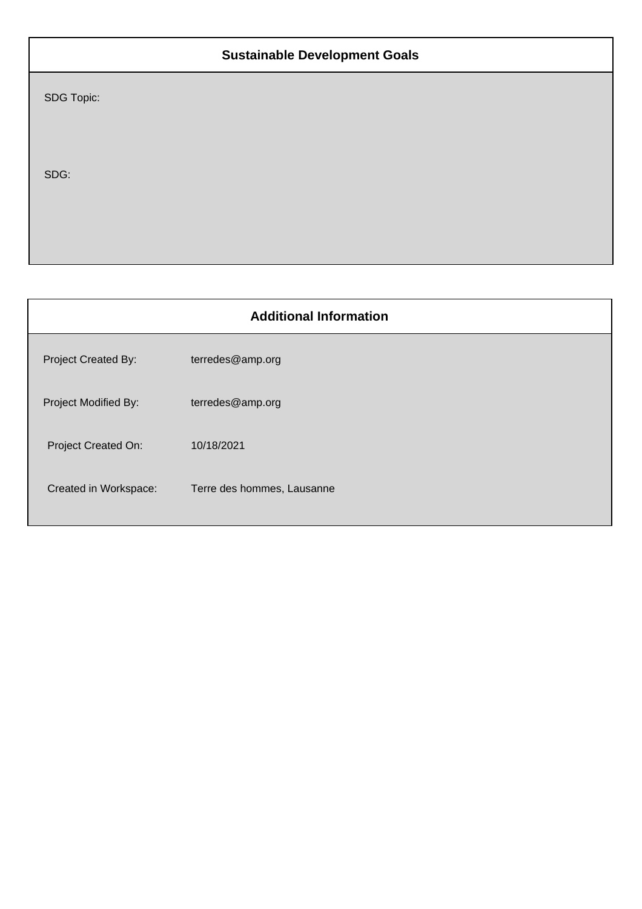## Sustainable Development Goals

SDG Topic:

SDG:

## Additional Information

| | |
|---|---|
| Project Created By: | terredes@amp.org |
| Project Modified By: | terredes@amp.org |
| Project Created On: | 10/18/2021 |
| Created in Workspace: | Terre des hommes, Lausanne |